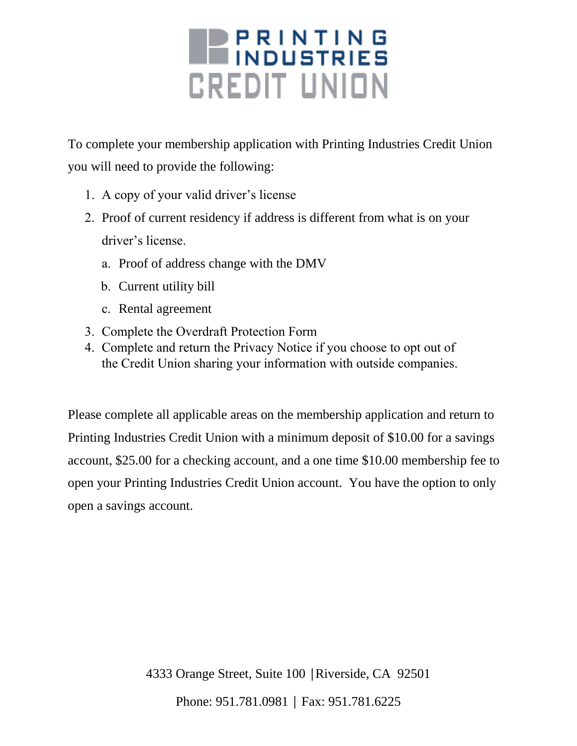# PRINTING INDUSTRIES CREDIT UNION

To complete your membership application with Printing Industries Credit Union you will need to provide the following:

1. A copy of your valid driver's license
2. Proof of current residency if address is different from what is on your driver's license.
   a. Proof of address change with the DMV
   b. Current utility bill
   c. Rental agreement
3. Complete the Overdraft Protection Form
4. Complete and return the Privacy Notice if you choose to opt out of the Credit Union sharing your information with outside companies.

Please complete all applicable areas on the membership application and return to Printing Industries Credit Union with a minimum deposit of $10.00 for a savings account, $25.00 for a checking account, and a one time $10.00 membership fee to open your Printing Industries Credit Union account. You have the option to only open a savings account.

4333 Orange Street, Suite 100 | Riverside, CA 92501

Phone: 951.781.0981 | Fax: 951.781.6225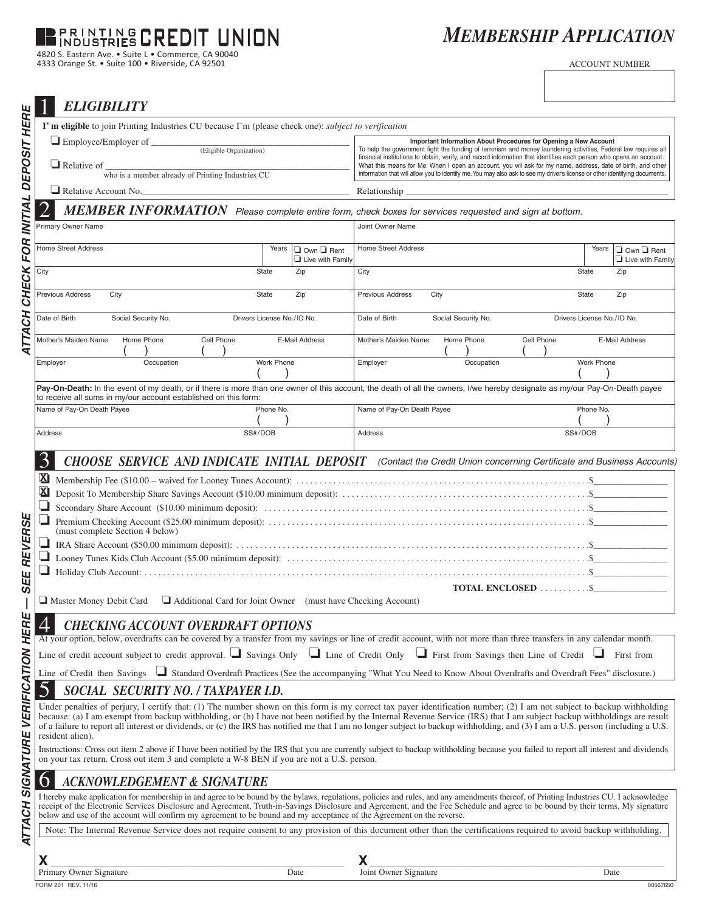PRINTING INDUSTRIES CREDIT UNION
4820 S. Eastern Ave. • Suite L • Commerce, CA 90040
4333 Orange St. • Suite 100 • Riverside, CA 92501

# *MEMBERSHIP APPLICATION*

ACCOUNT NUMBER

ATTACH CHECK FOR INITIAL DEPOSIT HERE

ATTACH SIGNATURE VERIFICATION HERE — SEE REVERSE

## 1 *ELIGIBILITY*

**I' m eligible** to join Printing Industries CU because I'm (please check one): *subject to verification*

❑ Employee/Employer of ______________________________ (Eligible Organization)

❑ Relative of ______________________________ who is a member already of Printing Industries CU

❑ Relative Account No.______________________________ Relationship ______________________________

**Important Information About Procedures for Opening a New Account**
To help the government fight the funding of terrorism and money laundering activities, Federal law requires all financial institutions to obtain, verify, and record information that identifies each person who opens an account. What this means for Me: When I open an account, you wil ask for my name, address, date of birth, and other information that will allow you to identify me. You may also ask to see my driver's license or other identifying documents.

## 2 *MEMBER INFORMATION* *Please complete entire form, check boxes for services requested and sign at bottom.*

| Primary Owner | Joint Owner |
|---|---|
| Primary Owner Name | Joint Owner Name |
| Home Street Address / Years / ❑ Own ❑ Rent ❑ Live with Family | Home Street Address / Years / ❑ Own ❑ Rent ❑ Live with Family |
| City / State / Zip | City / State / Zip |
| Previous Address / City / State / Zip | Previous Address / City / State / Zip |
| Date of Birth / Social Security No. / Drivers License No./ID No. | Date of Birth / Social Security No. / Drivers License No./ID No. |
| Mother's Maiden Name / Home Phone ( ) / Cell Phone ( ) / E-Mail Address | Mother's Maiden Name / Home Phone ( ) / Cell Phone ( ) / E-Mail Address |
| Employer / Occupation / Work Phone ( ) | Employer / Occupation / Work Phone ( ) |

**Pay-On-Death:** In the event of my death, or if there is more than one owner of this account, the death of all the owners, I/we hereby designate as my/our Pay-On-Death payee to receive all sums in my/our account established on this form:

| Payee 1 | Payee 2 |
|---|---|
| Name of Pay-On Death Payee / Phone No. ( ) | Name of Pay-On Death Payee / Phone No. ( ) |
| Address / SS#/DOB | Address / SS#/DOB |

## 3 *CHOOSE SERVICE AND INDICATE INITIAL DEPOSIT* *(Contact the Credit Union concerning Certificate and Business Accounts)*

- [x] Membership Fee ($10.00 – waived for Looney Tunes Account): ........ $______
- [x] Deposit To Membership Share Savings Account ($10.00 minimum deposit): ........ $______
- [ ] Secondary Share Account ($10.00 minimum deposit): ........ $______
- [ ] Premium Checking Account ($25.00 minimum deposit): ........ $______ (must complete Section 4 below)
- [ ] IRA Share Account ($50.00 minimum deposit): ........ $______
- [ ] Looney Tunes Kids Club Account ($5.00 minimum deposit): ........ $______
- [ ] Holiday Club Account: ........ $______

**TOTAL ENCLOSED** ........ $______

❑ Master Money Debit Card ❑ Additional Card for Joint Owner (must have Checking Account)

## 4 *CHECKING ACCOUNT OVERDRAFT OPTIONS*

At your option, below, overdrafts can be covered by a transfer from my savings or line of credit account, with not more than three transfers in any calendar month. Line of credit account subject to credit approval. ❑ Savings Only ❑ Line of Credit Only ❑ First from Savings then Line of Credit ❑ First from Line of Credit then Savings ❑ Standard Overdraft Practices (See the accompanying "What You Need to Know About Overdrafts and Overdraft Fees" disclosure.)

## 5 *SOCIAL SECURITY NO. / TAXPAYER I.D.*

Under penalties of perjury, I certify that: (1) The number shown on this form is my correct tax payer identification number; (2) I am not subject to backup withholding because: (a) I am exempt from backup withholding, or (b) I have not been notified by the Internal Revenue Service (IRS) that I am subject backup withholdings are result of a failure to report all interest or dividends, or (c) the IRS has notified me that I am no longer subject to backup withholding, and (3) I am a U.S. person (including a U.S. resident alien).

Instructions: Cross out item 2 above if I have been notified by the IRS that you are currently subject to backup withholding because you failed to report all interest and dividends on your tax return. Cross out item 3 and complete a W-8 BEN if you are not a U.S. person.

## 6 *ACKNOWLEDGEMENT & SIGNATURE*

I hereby make application for membership in and agree to be bound by the bylaws, regulations, policies and rules, and any amendments thereof, of Printing Industries CU. I acknowledge receipt of the Electronic Services Disclosure and Agreement, Truth-in-Savings Disclosure and Agreement, and the Fee Schedule and agree to be bound by their terms. My signature below and use of the account will confirm my agreement to be bound and my acceptance of the Agreement on the reverse.

Note: The Internal Revenue Service does not require consent to any provision of this document other than the certifications required to avoid backup withholding.

**X** ______________________________ Primary Owner Signature Date

**X** ______________________________ Joint Owner Signature Date

FORM 201 REV. 11/16 00567650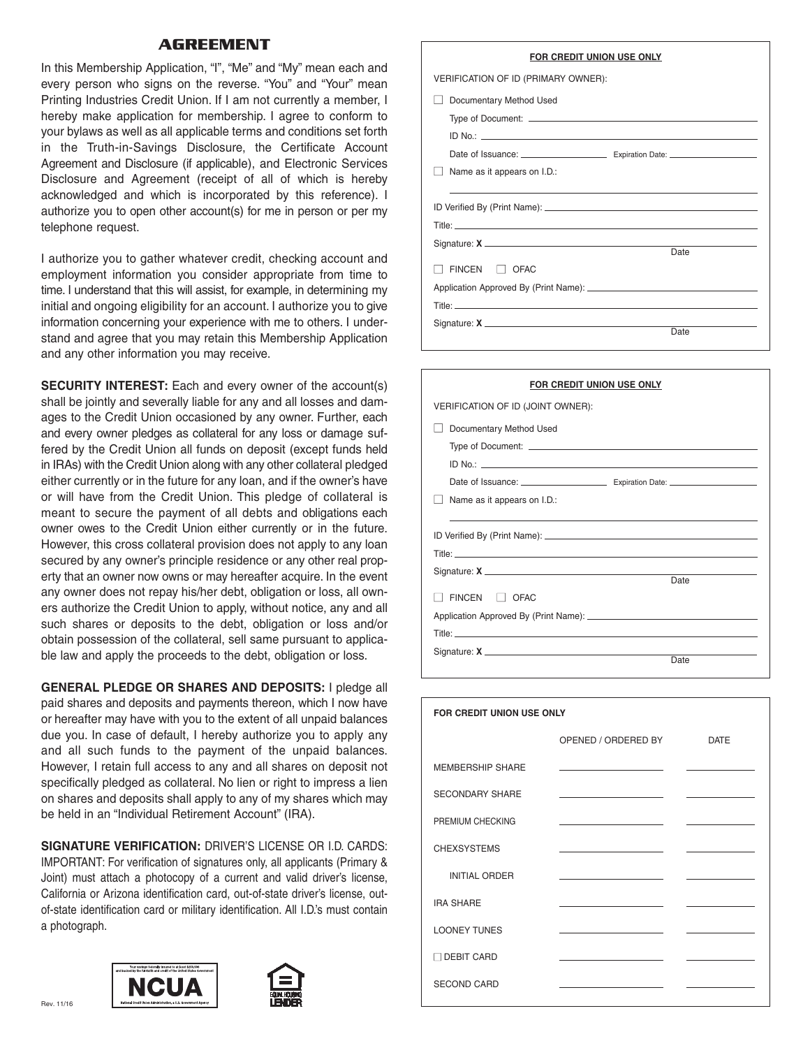# AGREEMENT

In this Membership Application, "I", "Me" and "My" mean each and every person who signs on the reverse. "You" and "Your" mean Printing Industries Credit Union. If I am not currently a member, I hereby make application for membership. I agree to conform to your bylaws as well as all applicable terms and conditions set forth in the Truth-in-Savings Disclosure, the Certificate Account Agreement and Disclosure (if applicable), and Electronic Services Disclosure and Agreement (receipt of all of which is hereby acknowledged and which is incorporated by this reference). I authorize you to open other account(s) for me in person or per my telephone request.

I authorize you to gather whatever credit, checking account and employment information you consider appropriate from time to time. I understand that this will assist, for example, in determining my initial and ongoing eligibility for an account. I authorize you to give information concerning your experience with me to others. I understand and agree that you may retain this Membership Application and any other information you may receive.

**SECURITY INTEREST:** Each and every owner of the account(s) shall be jointly and severally liable for any and all losses and damages to the Credit Union occasioned by any owner. Further, each and every owner pledges as collateral for any loss or damage suffered by the Credit Union all funds on deposit (except funds held in IRAs) with the Credit Union along with any other collateral pledged either currently or in the future for any loan, and if the owner's have or will have from the Credit Union. This pledge of collateral is meant to secure the payment of all debts and obligations each owner owes to the Credit Union either currently or in the future. However, this cross collateral provision does not apply to any loan secured by any owner's principle residence or any other real property that an owner now owns or may hereafter acquire. In the event any owner does not repay his/her debt, obligation or loss, all owners authorize the Credit Union to apply, without notice, any and all such shares or deposits to the debt, obligation or loss and/or obtain possession of the collateral, sell same pursuant to applicable law and apply the proceeds to the debt, obligation or loss.

**GENERAL PLEDGE OR SHARES AND DEPOSITS:** I pledge all paid shares and deposits and payments thereon, which I now have or hereafter may have with you to the extent of all unpaid balances due you. In case of default, I hereby authorize you to apply any and all such funds to the payment of the unpaid balances. However, I retain full access to any and all shares on deposit not specifically pledged as collateral. No lien or right to impress a lien on shares and deposits shall apply to any of my shares which may be held in an "Individual Retirement Account" (IRA).

**SIGNATURE VERIFICATION:** DRIVER'S LICENSE OR I.D. CARDS: IMPORTANT: For verification of signatures only, all applicants (Primary & Joint) must attach a photocopy of a current and valid driver's license, California or Arizona identification card, out-of-state driver's license, out-of-state identification card or military identification. All I.D.'s must contain a photograph.

Rev. 11/16

---

**FOR CREDIT UNION USE ONLY**

VERIFICATION OF ID (PRIMARY OWNER):

☐ Documentary Method Used

Type of Document: ____________________

ID No.: ____________________

Date of Issuance: __________ Expiration Date: __________

☐ Name as it appears on I.D.:

____________________

ID Verified By (Print Name): ____________________

Title: ____________________

Signature: **X** ____________________ Date

☐ FINCEN ☐ OFAC

Application Approved By (Print Name): ____________________

Title: ____________________

Signature: **X** ____________________ Date

---

**FOR CREDIT UNION USE ONLY**

VERIFICATION OF ID (JOINT OWNER):

☐ Documentary Method Used

Type of Document: ____________________

ID No.: ____________________

Date of Issuance: __________ Expiration Date: __________

☐ Name as it appears on I.D.:

____________________

ID Verified By (Print Name): ____________________

Title: ____________________

Signature: **X** ____________________ Date

☐ FINCEN ☐ OFAC

Application Approved By (Print Name): ____________________

Title: ____________________

Signature: **X** ____________________ Date

---

**FOR CREDIT UNION USE ONLY**

| | OPENED / ORDERED BY | DATE |
|---|---|---|
| MEMBERSHIP SHARE | | |
| SECONDARY SHARE | | |
| PREMIUM CHECKING | | |
| CHEXSYSTEMS | | |
| INITIAL ORDER | | |
| IRA SHARE | | |
| LOONEY TUNES | | |
| ☐ DEBIT CARD | | |
| SECOND CARD | | |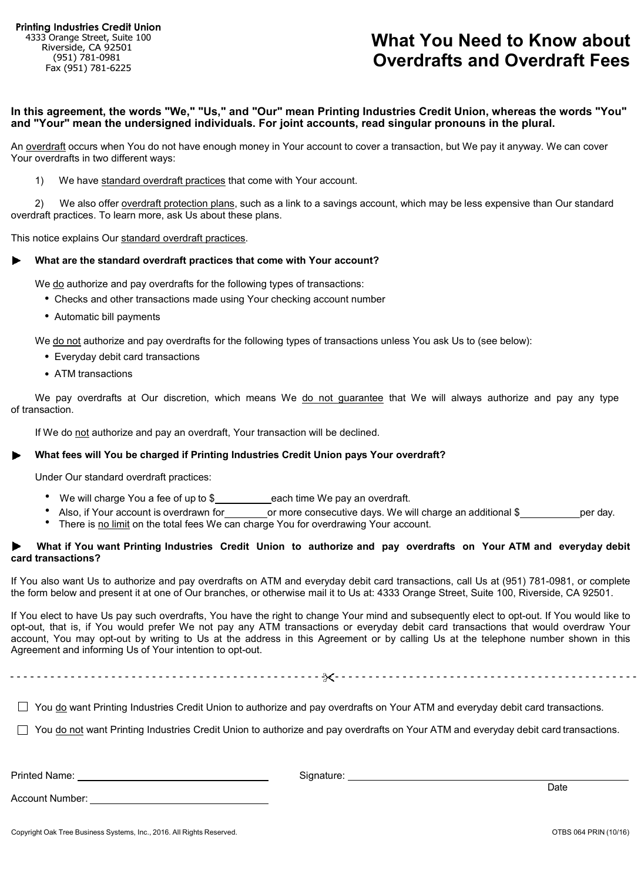**Printing Industries Credit Union**
4333 Orange Street, Suite 100
Riverside, CA 92501
(951) 781-0981
Fax (951) 781-6225

# What You Need to Know about Overdrafts and Overdraft Fees

**In this agreement, the words "We," "Us," and "Our" mean Printing Industries Credit Union, whereas the words "You" and "Your" mean the undersigned individuals. For joint accounts, read singular pronouns in the plural.**

An overdraft occurs when You do not have enough money in Your account to cover a transaction, but We pay it anyway. We can cover Your overdrafts in two different ways:

1) We have standard overdraft practices that come with Your account.

2) We also offer overdraft protection plans, such as a link to a savings account, which may be less expensive than Our standard overdraft practices. To learn more, ask Us about these plans.

This notice explains Our standard overdraft practices.

### ▶ What are the standard overdraft practices that come with Your account?

We do authorize and pay overdrafts for the following types of transactions:

- Checks and other transactions made using Your checking account number
- Automatic bill payments

We do not authorize and pay overdrafts for the following types of transactions unless You ask Us to (see below):

- Everyday debit card transactions
- ATM transactions

We pay overdrafts at Our discretion, which means We do not guarantee that We will always authorize and pay any type of transaction.

If We do not authorize and pay an overdraft, Your transaction will be declined.

### ▶ What fees will You be charged if Printing Industries Credit Union pays Your overdraft?

Under Our standard overdraft practices:

- We will charge You a fee of up to $__________ each time We pay an overdraft.
- Also, if Your account is overdrawn for________ or more consecutive days. We will charge an additional $___________ per day.
- There is no limit on the total fees We can charge You for overdrawing Your account.

### ▶ What if You want Printing Industries Credit Union to authorize and pay overdrafts on Your ATM and everyday debit card transactions?

If You also want Us to authorize and pay overdrafts on ATM and everyday debit card transactions, call Us at (951) 781-0981, or complete the form below and present it at one of Our branches, or otherwise mail it to Us at: 4333 Orange Street, Suite 100, Riverside, CA 92501.

If You elect to have Us pay such overdrafts, You have the right to change Your mind and subsequently elect to opt-out. If You would like to opt-out, that is, if You would prefer We not pay any ATM transactions or everyday debit card transactions that would overdraw Your account, You may opt-out by writing to Us at the address in this Agreement or by calling Us at the telephone number shown in this Agreement and informing Us of Your intention to opt-out.

- - - - - - - - - - - - - - - - - - - - - - ✂ - - - - - - - - - - - - - - - - - - - - - -

☐ You do want Printing Industries Credit Union to authorize and pay overdrafts on Your ATM and everyday debit card transactions.

☐ You do not want Printing Industries Credit Union to authorize and pay overdrafts on Your ATM and everyday debit card transactions.

Printed Name: ______________________________ Signature: ______________________________
Date

Account Number: ______________________________

Copyright Oak Tree Business Systems, Inc., 2016. All Rights Reserved. OTBS 064 PRIN (10/16)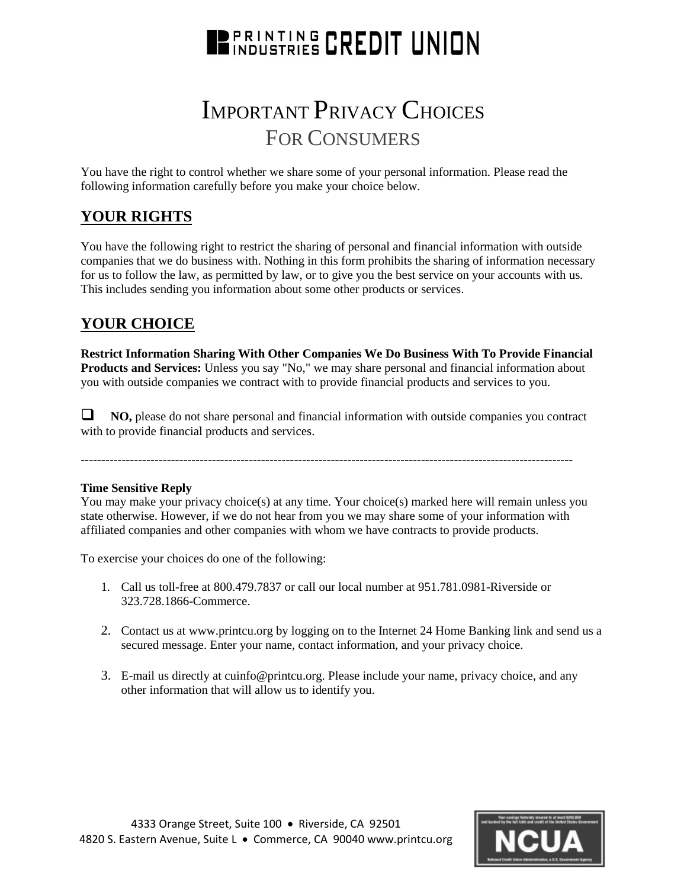# PRINTING INDUSTRIES CREDIT UNION

# IMPORTANT PRIVACY CHOICES
## FOR CONSUMERS

You have the right to control whether we share some of your personal information. Please read the following information carefully before you make your choice below.

## YOUR RIGHTS

You have the following right to restrict the sharing of personal and financial information with outside companies that we do business with. Nothing in this form prohibits the sharing of information necessary for us to follow the law, as permitted by law, or to give you the best service on your accounts with us. This includes sending you information about some other products or services.

## YOUR CHOICE

**Restrict Information Sharing With Other Companies We Do Business With To Provide Financial Products and Services:** Unless you say "No," we may share personal and financial information about you with outside companies we contract with to provide financial products and services to you.

☐ **NO,** please do not share personal and financial information with outside companies you contract with to provide financial products and services.

---

**Time Sensitive Reply**
You may make your privacy choice(s) at any time. Your choice(s) marked here will remain unless you state otherwise. However, if we do not hear from you we may share some of your information with affiliated companies and other companies with whom we have contracts to provide products.

To exercise your choices do one of the following:

1. Call us toll-free at 800.479.7837 or call our local number at 951.781.0981-Riverside or 323.728.1866-Commerce.
2. Contact us at www.printcu.org by logging on to the Internet 24 Home Banking link and send us a secured message. Enter your name, contact information, and your privacy choice.
3. E-mail us directly at cuinfo@printcu.org. Please include your name, privacy choice, and any other information that will allow us to identify you.

4333 Orange Street, Suite 100 • Riverside, CA 92501
4820 S. Eastern Avenue, Suite L • Commerce, CA 90040 www.printcu.org

Your savings federally insured to at least $250,000 and backed by the full faith and credit of the United States Government
NCUA
National Credit Union Administration, a U.S. Government Agency